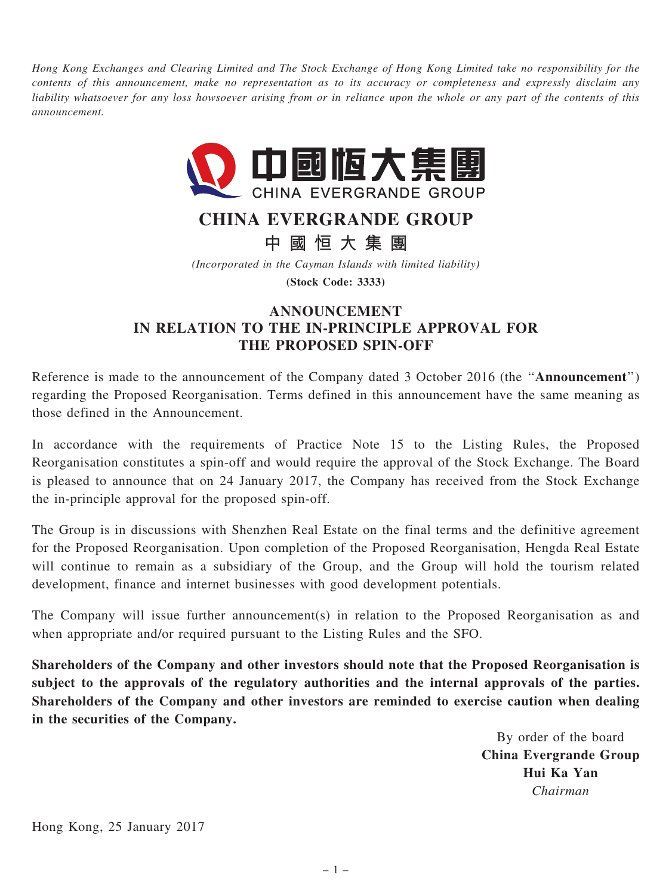*Hong Kong Exchanges and Clearing Limited and The Stock Exchange of Hong Kong Limited take no responsibility for the contents of this announcement, make no representation as to its accuracy or completeness and expressly disclaim any liability whatsoever for any loss howsoever arising from or in reliance upon the whole or any part of the contents of this announcement.*

中國恒大集團
CHINA EVERGRANDE GROUP

# CHINA EVERGRANDE GROUP

# 中 國 恒 大 集 團

*(Incorporated in the Cayman Islands with limited liability)*

**(Stock Code: 3333)**

## ANNOUNCEMENT IN RELATION TO THE IN-PRINCIPLE APPROVAL FOR THE PROPOSED SPIN-OFF

Reference is made to the announcement of the Company dated 3 October 2016 (the "**Announcement**") regarding the Proposed Reorganisation. Terms defined in this announcement have the same meaning as those defined in the Announcement.

In accordance with the requirements of Practice Note 15 to the Listing Rules, the Proposed Reorganisation constitutes a spin-off and would require the approval of the Stock Exchange. The Board is pleased to announce that on 24 January 2017, the Company has received from the Stock Exchange the in-principle approval for the proposed spin-off.

The Group is in discussions with Shenzhen Real Estate on the final terms and the definitive agreement for the Proposed Reorganisation. Upon completion of the Proposed Reorganisation, Hengda Real Estate will continue to remain as a subsidiary of the Group, and the Group will hold the tourism related development, finance and internet businesses with good development potentials.

The Company will issue further announcement(s) in relation to the Proposed Reorganisation as and when appropriate and/or required pursuant to the Listing Rules and the SFO.

**Shareholders of the Company and other investors should note that the Proposed Reorganisation is subject to the approvals of the regulatory authorities and the internal approvals of the parties. Shareholders of the Company and other investors are reminded to exercise caution when dealing in the securities of the Company.**

By order of the board
**China Evergrande Group**
**Hui Ka Yan**
*Chairman*

Hong Kong, 25 January 2017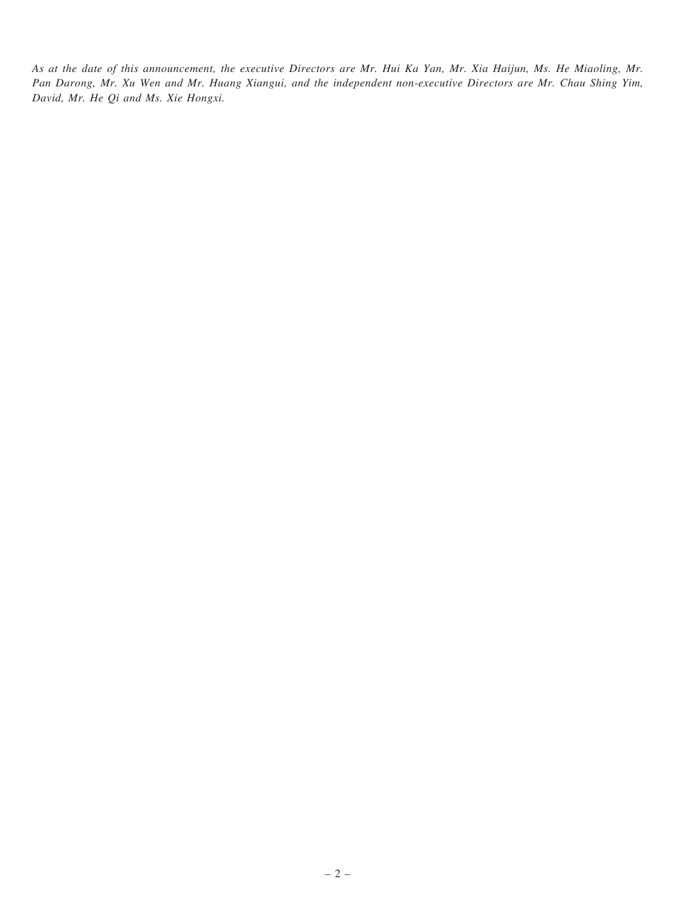*As at the date of this announcement, the executive Directors are Mr. Hui Ka Yan, Mr. Xia Haijun, Ms. He Miaoling, Mr. Pan Darong, Mr. Xu Wen and Mr. Huang Xiangui, and the independent non-executive Directors are Mr. Chau Shing Yim, David, Mr. He Qi and Ms. Xie Hongxi.*